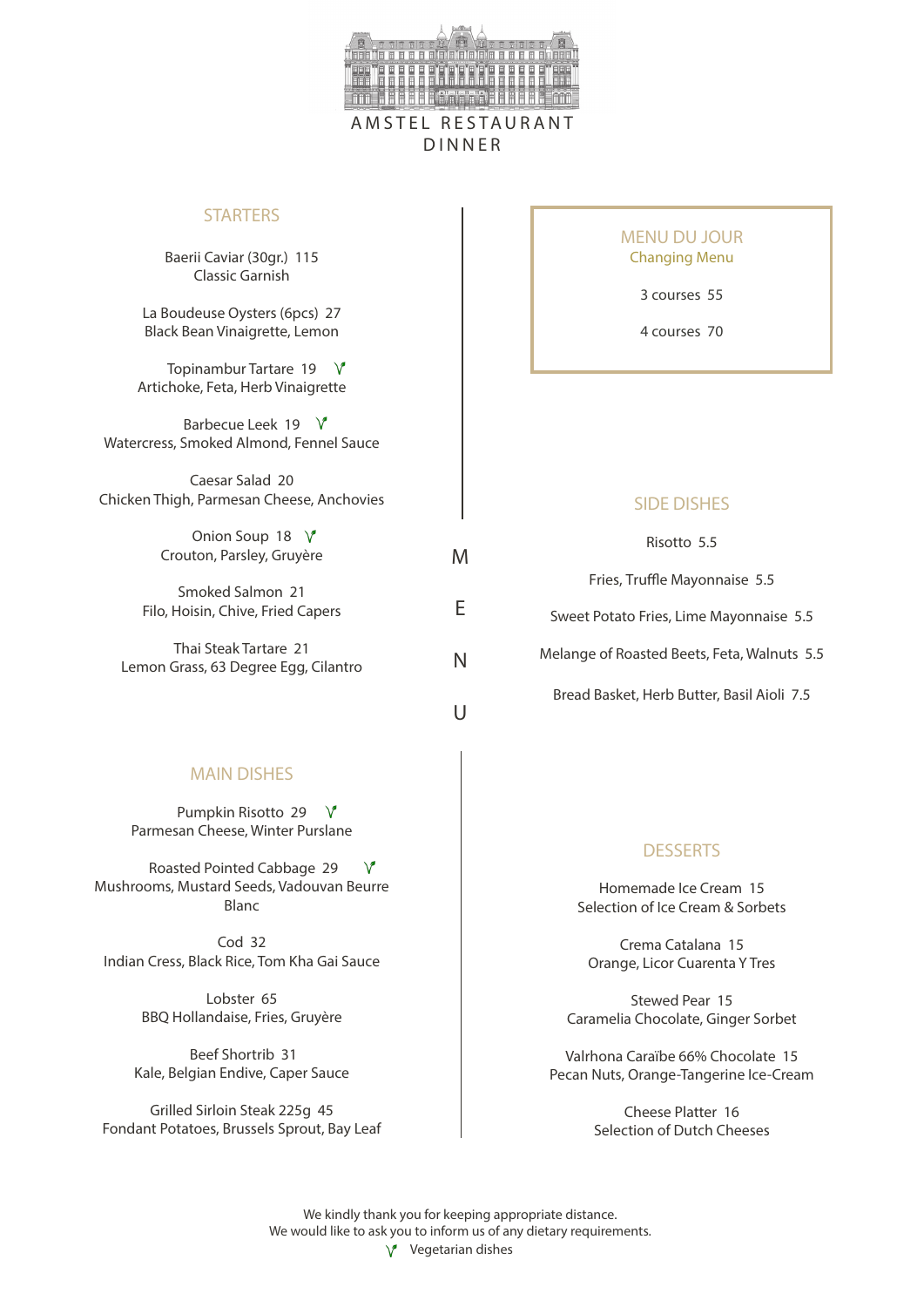# AMSTEL RESTAURANT

## DINNER

### STARTERS

Baerii Caviar (30gr.) 115
Classic Garnish

La Boudeuse Oysters (6pcs) 27
Black Bean Vinaigrette, Lemon

Topinambur Tartare 19 V
Artichoke, Feta, Herb Vinaigrette

Barbecue Leek 19 V
Watercress, Smoked Almond, Fennel Sauce

Caesar Salad 20
Chicken Thigh, Parmesan Cheese, Anchovies

Onion Soup 18 V
Crouton, Parsley, Gruyère

Smoked Salmon 21
Filo, Hoisin, Chive, Fried Capers

Thai Steak Tartare 21
Lemon Grass, 63 Degree Egg, Cilantro

### MAIN DISHES

Pumpkin Risotto 29 V
Parmesan Cheese, Winter Purslane

Roasted Pointed Cabbage 29 V
Mushrooms, Mustard Seeds, Vadouvan Beurre Blanc

Cod 32
Indian Cress, Black Rice, Tom Kha Gai Sauce

Lobster 65
BBQ Hollandaise, Fries, Gruyère

Beef Shortrib 31
Kale, Belgian Endive, Caper Sauce

Grilled Sirloin Steak 225g 45
Fondant Potatoes, Brussels Sprout, Bay Leaf

MENU

### MENU DU JOUR

Changing Menu

3 courses 55

4 courses 70

### SIDE DISHES

Risotto 5.5

Fries, Truffle Mayonnaise 5.5

Sweet Potato Fries, Lime Mayonnaise 5.5

Melange of Roasted Beets, Feta, Walnuts 5.5

Bread Basket, Herb Butter, Basil Aioli 7.5

### DESSERTS

Homemade Ice Cream 15
Selection of Ice Cream & Sorbets

Crema Catalana 15
Orange, Licor Cuarenta Y Tres

Stewed Pear 15
Caramelia Chocolate, Ginger Sorbet

Valrhona Caraïbe 66% Chocolate 15
Pecan Nuts, Orange-Tangerine Ice-Cream

Cheese Platter 16
Selection of Dutch Cheeses

We kindly thank you for keeping appropriate distance.
We would like to ask you to inform us of any dietary requirements.
V Vegetarian dishes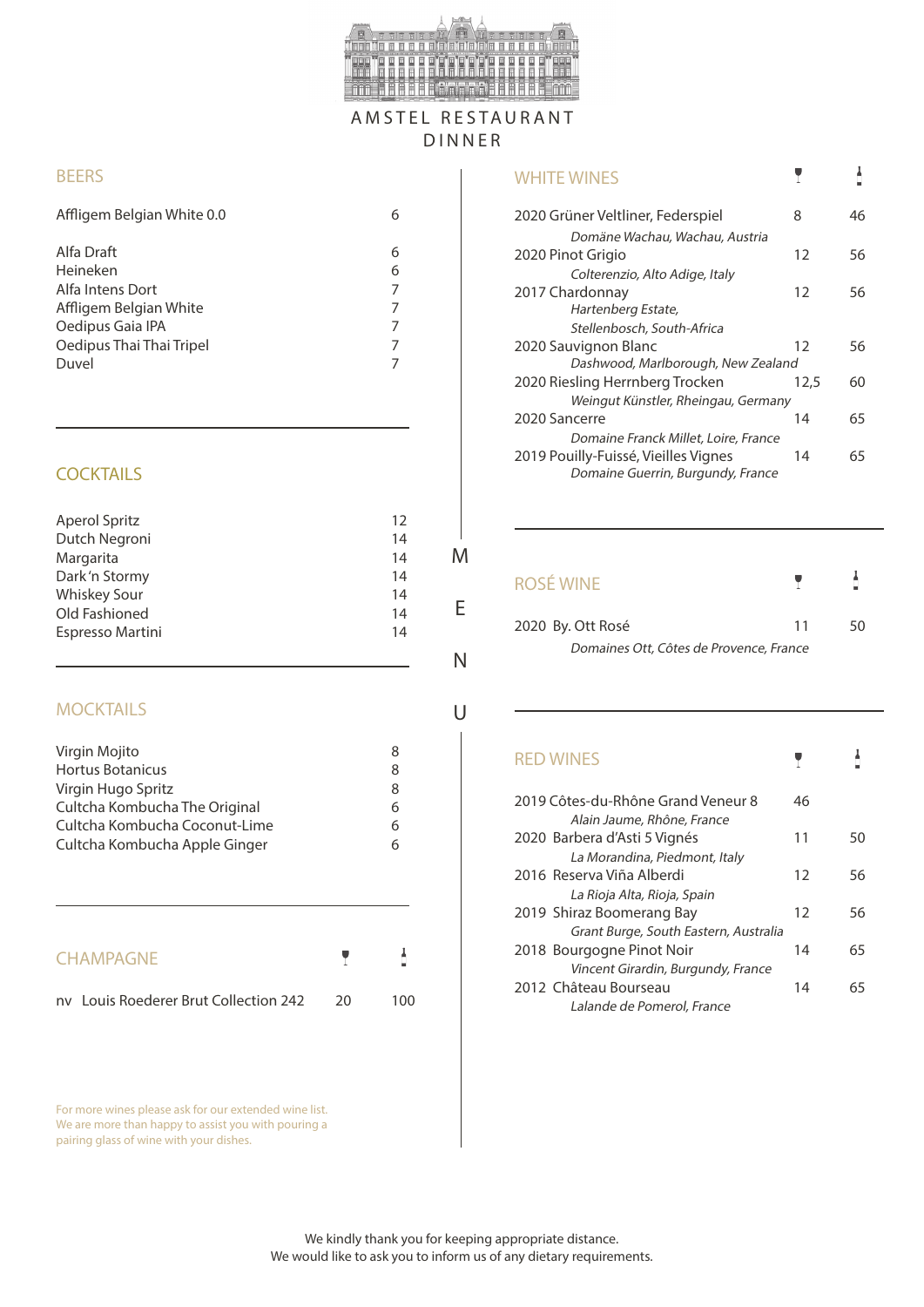AMSTEL RESTAURANT

DINNER

## BEERS

| | |
|---|---|
| Affligem Belgian White 0.0 | 6 |
| Alfa Draft | 6 |
| Heineken | 6 |
| Alfa Intens Dort | 7 |
| Affligem Belgian White | 7 |
| Oedipus Gaia IPA | 7 |
| Oedipus Thai Thai Tripel | 7 |
| Duvel | 7 |

## COCKTAILS

| | |
|---|---|
| Aperol Spritz | 12 |
| Dutch Negroni | 14 |
| Margarita | 14 |
| Dark'n Stormy | 14 |
| Whiskey Sour | 14 |
| Old Fashioned | 14 |
| Espresso Martini | 14 |

## MOCKTAILS

| | |
|---|---|
| Virgin Mojito | 8 |
| Hortus Botanicus | 8 |
| Virgin Hugo Spritz | 8 |
| Cultcha Kombucha The Original | 6 |
| Cultcha Kombucha Coconut-Lime | 6 |
| Cultcha Kombucha Apple Ginger | 6 |

## CHAMPAGNE

| | Glass | Bottle |
|---|---|---|
| nv Louis Roederer Brut Collection 242 | 20 | 100 |

For more wines please ask for our extended wine list. We are more than happy to assist you with pouring a pairing glass of wine with your dishes.

MENU

## WHITE WINES

| | Glass | Bottle |
|---|---|---|
| 2020 Grüner Veltliner, Federspiel<br>*Domäne Wachau, Wachau, Austria* | 8 | 46 |
| 2020 Pinot Grigio<br>*Colterenzio, Alto Adige, Italy* | 12 | 56 |
| 2017 Chardonnay<br>*Hartenberg Estate, Stellenbosch, South-Africa* | 12 | 56 |
| 2020 Sauvignon Blanc<br>*Dashwood, Marlborough, New Zealand* | 12 | 56 |
| 2020 Riesling Herrnberg Trocken<br>*Weingut Künstler, Rheingau, Germany* | 12,5 | 60 |
| 2020 Sancerre<br>*Domaine Franck Millet, Loire, France* | 14 | 65 |
| 2019 Pouilly-Fuissé, Vieilles Vignes<br>*Domaine Guerrin, Burgundy, France* | 14 | 65 |

## ROSÉ WINE

| | Glass | Bottle |
|---|---|---|
| 2020 By. Ott Rosé<br>*Domaines Ott, Côtes de Provence, France* | 11 | 50 |

## RED WINES

| | Glass | Bottle |
|---|---|---|
| 2019 Côtes-du-Rhône Grand Veneur 8<br>*Alain Jaume, Rhône, France* | 46 | |
| 2020 Barbera d'Asti 5 Vignés<br>*La Morandina, Piedmont, Italy* | 11 | 50 |
| 2016 Reserva Viña Alberdi<br>*La Rioja Alta, Rioja, Spain* | 12 | 56 |
| 2019 Shiraz Boomerang Bay<br>*Grant Burge, South Eastern, Australia* | 12 | 56 |
| 2018 Bourgogne Pinot Noir<br>*Vincent Girardin, Burgundy, France* | 14 | 65 |
| 2012 Château Bourseau<br>*Lalande de Pomerol, France* | 14 | 65 |

We kindly thank you for keeping appropriate distance.
We would like to ask you to inform us of any dietary requirements.